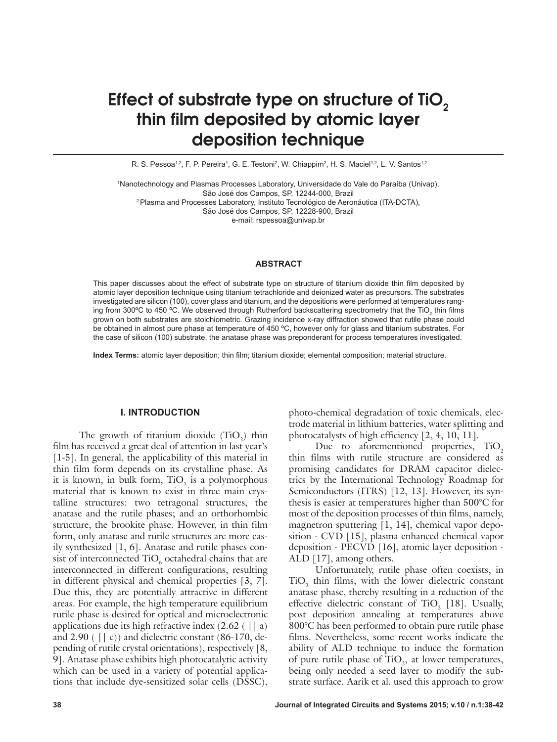# Effect of substrate type on structure of $TiO_2$ thin film deposited by atomic layer deposition technique

R. S. Pessoa[1,2], F. P. Pereira[1], G. E. Testoni[2], W. Chiappim[2], H. S. Maciel[1,2], L. V. Santos[1,2]

[1]Nanotechnology and Plasmas Processes Laboratory, Universidade do Vale do Paraíba (Univap), São José dos Campos, SP, 12244-000, Brazil
[2]Plasma and Processes Laboratory, Instituto Tecnológico de Aeronáutica (ITA-DCTA), São José dos Campos, SP, 12228-900, Brazil
e-mail: rspessoa@univap.br

## ABSTRACT

This paper discusses about the effect of substrate type on structure of titanium dioxide thin film deposited by atomic layer deposition technique using titanium tetrachloride and deionized water as precursors. The substrates investigated are silicon (100), cover glass and titanium, and the depositions were performed at temperatures ranging from 300ºC to 450 ºC. We observed through Rutherford backscattering spectrometry that the $TiO_2$ thin films grown on both substrates are stoichiometric. Grazing incidence x-ray diffraction showed that rutile phase could be obtained in almost pure phase at temperature of 450 ºC, however only for glass and titanium substrates. For the case of silicon (100) substrate, the anatase phase was preponderant for process temperatures investigated.

**Index Terms:** atomic layer deposition; thin film; titanium dioxide; elemental composition; material structure.

## I. INTRODUCTION

The growth of titanium dioxide ($TiO_2$) thin film has received a great deal of attention in last year's [1-5]. In general, the applicability of this material in thin film form depends on its crystalline phase. As it is known, in bulk form, $TiO_2$ is a polymorphous material that is known to exist in three main crystalline structures: two tetragonal structures, the anatase and the rutile phases; and an orthorhombic structure, the brookite phase. However, in thin film form, only anatase and rutile structures are more easily synthesized [1, 6]. Anatase and rutile phases consist of interconnected $TiO_6$ octahedral chains that are interconnected in different configurations, resulting in different physical and chemical properties [3, 7]. Due this, they are potentially attractive in different areas. For example, the high temperature equilibrium rutile phase is desired for optical and microelectronic applications due its high refractive index (2.62 ( || a) and 2.90 ( || c)) and dielectric constant (86-170, depending of rutile crystal orientations), respectively [8, 9]. Anatase phase exhibits high photocatalytic activity which can be used in a variety of potential applications that include dye-sensitized solar cells (DSSC), photo-chemical degradation of toxic chemicals, electrode material in lithium batteries, water splitting and photocatalysts of high efficiency [2, 4, 10, 11].

Due to aforementioned properties, $TiO_2$ thin films with rutile structure are considered as promising candidates for DRAM capacitor dielectrics by the International Technology Roadmap for Semiconductors (ITRS) [12, 13]. However, its synthesis is easier at temperatures higher than 500°C for most of the deposition processes of thin films, namely, magnetron sputtering [1, 14], chemical vapor deposition - CVD [15], plasma enhanced chemical vapor deposition - PECVD [16], atomic layer deposition - ALD [17], among others.

Unfortunately, rutile phase often coexists, in $TiO_2$ thin films, with the lower dielectric constant anatase phase, thereby resulting in a reduction of the effective dielectric constant of $TiO_2$ [18]. Usually, post deposition annealing at temperatures above 800°C has been performed to obtain pure rutile phase films. Nevertheless, some recent works indicate the ability of ALD technique to induce the formation of pure rutile phase of $TiO_2$, at lower temperatures, being only needed a seed layer to modify the substrate surface. Aarik et al. used this approach to grow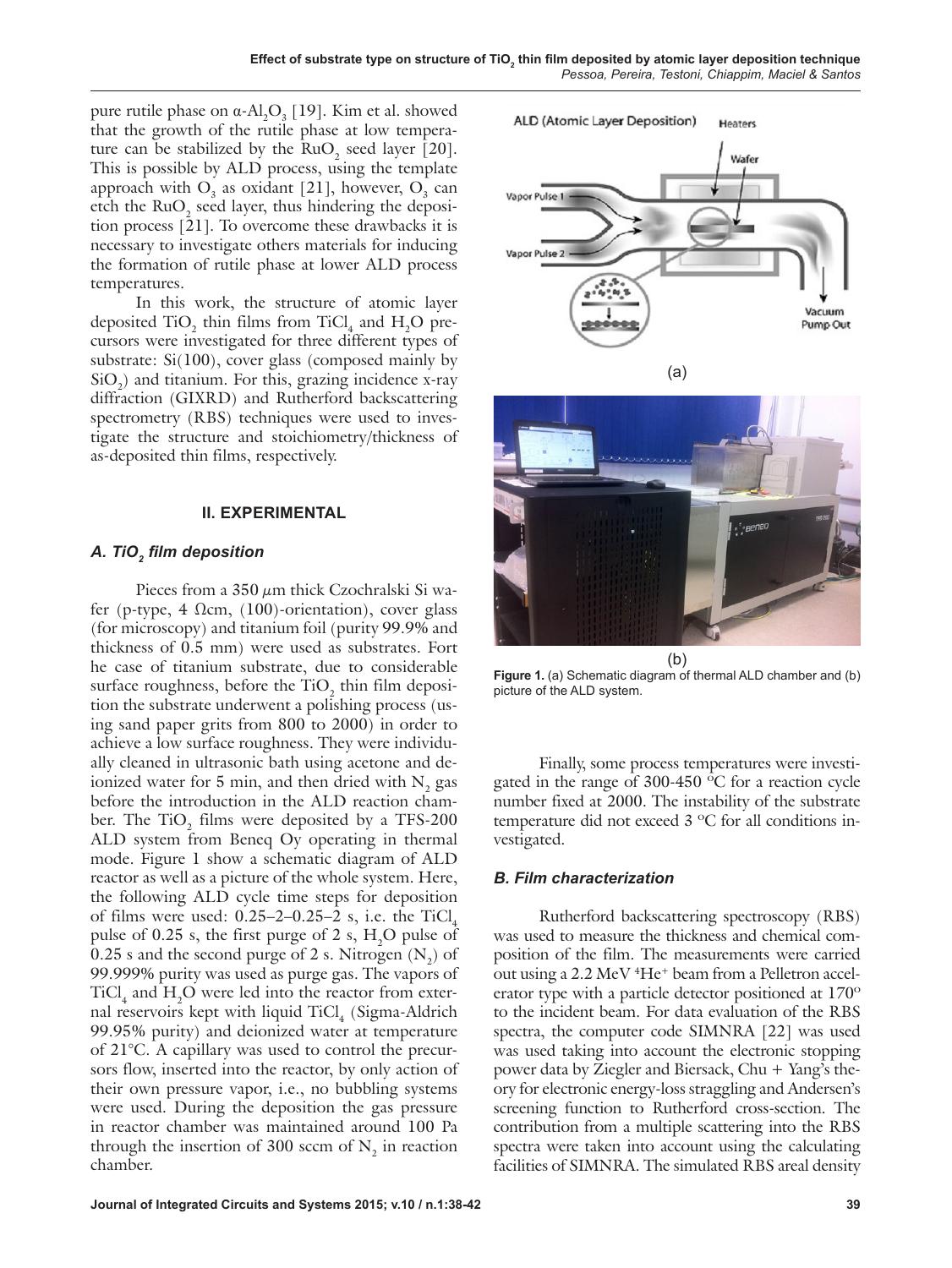pure rutile phase on $\alpha$-$Al_2O_3$ [19]. Kim et al. showed that the growth of the rutile phase at low temperature can be stabilized by the $RuO_2$ seed layer [20]. This is possible by ALD process, using the template approach with $O_3$ as oxidant [21], however, $O_3$ can etch the $RuO_2$ seed layer, thus hindering the deposition process [21]. To overcome these drawbacks it is necessary to investigate others materials for inducing the formation of rutile phase at lower ALD process temperatures.

In this work, the structure of atomic layer deposited $TiO_2$ thin films from $TiCl_4$ and $H_2O$ precursors were investigated for three different types of substrate: Si(100), cover glass (composed mainly by $SiO_2$) and titanium. For this, grazing incidence x-ray diffraction (GIXRD) and Rutherford backscattering spectrometry (RBS) techniques were used to investigate the structure and stoichiometry/thickness of as-deposited thin films, respectively.

## II. EXPERIMENTAL

### *A. $TiO_2$ film deposition*

Pieces from a 350 $\mu$m thick Czochralski Si wafer (p-type, 4 $\Omega$cm, (100)-orientation), cover glass (for microscopy) and titanium foil (purity 99.9% and thickness of 0.5 mm) were used as substrates. Fort he case of titanium substrate, due to considerable surface roughness, before the $TiO_2$ thin film deposition the substrate underwent a polishing process (using sand paper grits from 800 to 2000) in order to achieve a low surface roughness. They were individually cleaned in ultrasonic bath using acetone and deionized water for 5 min, and then dried with $N_2$ gas before the introduction in the ALD reaction chamber. The $TiO_2$ films were deposited by a TFS-200 ALD system from Beneq Oy operating in thermal mode. Figure 1 show a schematic diagram of ALD reactor as well as a picture of the whole system. Here, the following ALD cycle time steps for deposition of films were used: 0.25–2–0.25–2 s, i.e. the $TiCl_4$ pulse of 0.25 s, the first purge of 2 s, $H_2O$ pulse of 0.25 s and the second purge of 2 s. Nitrogen ($N_2$) of 99.999% purity was used as purge gas. The vapors of $TiCl_4$ and $H_2O$ were led into the reactor from external reservoirs kept with liquid $TiCl_4$ (Sigma-Aldrich 99.95% purity) and deionized water at temperature of 21°C. A capillary was used to control the precursors flow, inserted into the reactor, by only action of their own pressure vapor, i.e., no bubbling systems were used. During the deposition the gas pressure in reactor chamber was maintained around 100 Pa through the insertion of 300 sccm of $N_2$ in reaction chamber.

**Figure 1.** (a) Schematic diagram of thermal ALD chamber and (b) picture of the ALD system.

Finally, some process temperatures were investigated in the range of 300-450 °C for a reaction cycle number fixed at 2000. The instability of the substrate temperature did not exceed 3 °C for all conditions investigated.

### *B. Film characterization*

Rutherford backscattering spectroscopy (RBS) was used to measure the thickness and chemical composition of the film. The measurements were carried out using a 2.2 MeV $^4He^+$ beam from a Pelletron accelerator type with a particle detector positioned at 170° to the incident beam. For data evaluation of the RBS spectra, the computer code SIMNRA [22] was used was used taking into account the electronic stopping power data by Ziegler and Biersack, Chu + Yang's theory for electronic energy-loss straggling and Andersen's screening function to Rutherford cross-section. The contribution from a multiple scattering into the RBS spectra were taken into account using the calculating facilities of SIMNRA. The simulated RBS areal density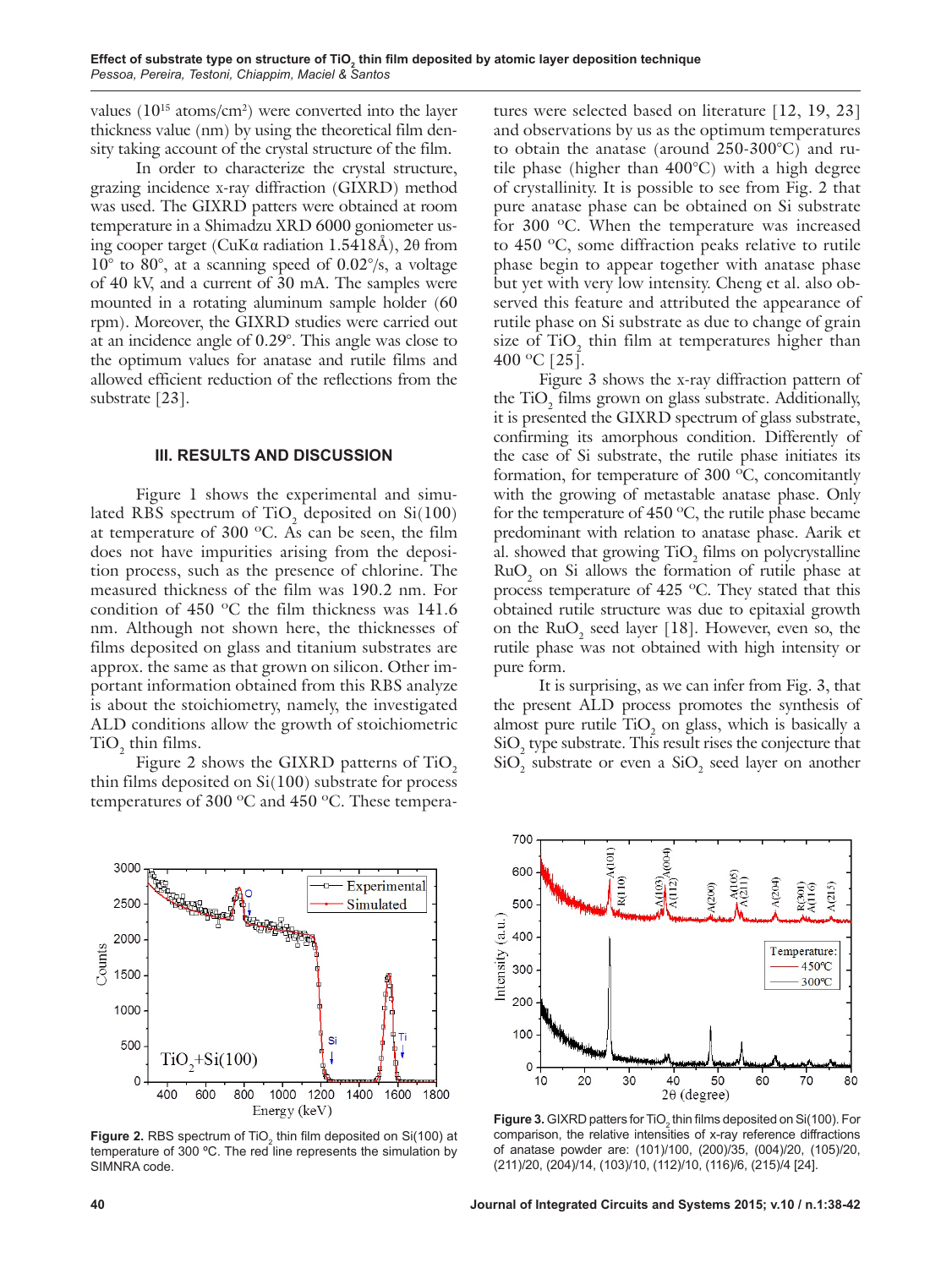values ($10^{15}$ atoms/cm$^2$) were converted into the layer thickness value (nm) by using the theoretical film density taking account of the crystal structure of the film.

In order to characterize the crystal structure, grazing incidence x-ray diffraction (GIXRD) method was used. The GIXRD patters were obtained at room temperature in a Shimadzu XRD 6000 goniometer using cooper target (CuKα radiation 1.5418Å), 2θ from 10° to 80°, at a scanning speed of 0.02°/s, a voltage of 40 kV, and a current of 30 mA. The samples were mounted in a rotating aluminum sample holder (60 rpm). Moreover, the GIXRD studies were carried out at an incidence angle of 0.29°. This angle was close to the optimum values for anatase and rutile films and allowed efficient reduction of the reflections from the substrate [23].

## III. RESULTS AND DISCUSSION

Figure 1 shows the experimental and simulated RBS spectrum of $TiO_2$ deposited on Si(100) at temperature of 300 ºC. As can be seen, the film does not have impurities arising from the deposition process, such as the presence of chlorine. The measured thickness of the film was 190.2 nm. For condition of 450 ºC the film thickness was 141.6 nm. Although not shown here, the thicknesses of films deposited on glass and titanium substrates are approx. the same as that grown on silicon. Other important information obtained from this RBS analyze is about the stoichiometry, namely, the investigated ALD conditions allow the growth of stoichiometric $TiO_2$ thin films.

Figure 2 shows the GIXRD patterns of $TiO_2$ thin films deposited on Si(100) substrate for process temperatures of 300 ºC and 450 ºC. These temperatures were selected based on literature [12, 19, 23] and observations by us as the optimum temperatures to obtain the anatase (around 250-300°C) and rutile phase (higher than 400°C) with a high degree of crystallinity. It is possible to see from Fig. 2 that pure anatase phase can be obtained on Si substrate for 300 ºC. When the temperature was increased to 450 ºC, some diffraction peaks relative to rutile phase begin to appear together with anatase phase but yet with very low intensity. Cheng et al. also observed this feature and attributed the appearance of rutile phase on Si substrate as due to change of grain size of $TiO_2$ thin film at temperatures higher than 400 ºC [25].

Figure 3 shows the x-ray diffraction pattern of the $TiO_2$ films grown on glass substrate. Additionally, it is presented the GIXRD spectrum of glass substrate, confirming its amorphous condition. Differently of the case of Si substrate, the rutile phase initiates its formation, for temperature of 300 ºC, concomitantly with the growing of metastable anatase phase. Only for the temperature of 450 ºC, the rutile phase became predominant with relation to anatase phase. Aarik et al. showed that growing $TiO_2$ films on polycrystalline $RuO_2$ on Si allows the formation of rutile phase at process temperature of 425 ºC. They stated that this obtained rutile structure was due to epitaxial growth on the $RuO_2$ seed layer [18]. However, even so, the rutile phase was not obtained with high intensity or pure form.

It is surprising, as we can infer from Fig. 3, that the present ALD process promotes the synthesis of almost pure rutile $TiO_2$ on glass, which is basically a $SiO_2$ type substrate. This result rises the conjecture that $SiO_2$ substrate or even a $SiO_2$ seed layer on another

**Figure 2.** RBS spectrum of $TiO_2$ thin film deposited on Si(100) at temperature of 300 ºC. The red line represents the simulation by SIMNRA code.

**Figure 3.** GIXRD patters for $TiO_2$ thin films deposited on Si(100). For comparison, the relative intensities of x-ray reference diffractions of anatase powder are: (101)/100, (200)/35, (004)/20, (105)/20, (211)/20, (204)/14, (103)/10, (112)/10, (116)/6, (215)/4 [24].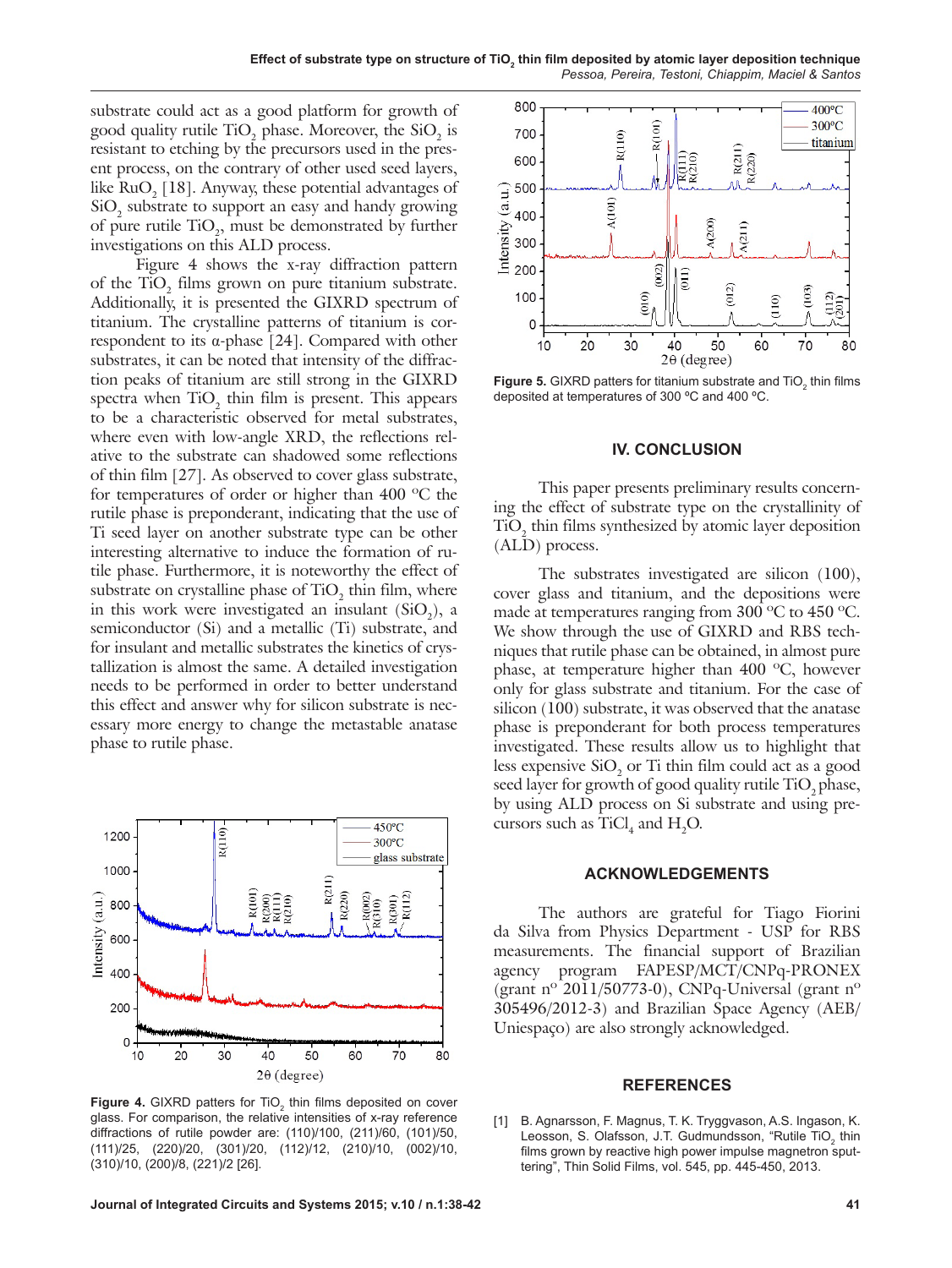substrate could act as a good platform for growth of good quality rutile $TiO_2$ phase. Moreover, the $SiO_2$ is resistant to etching by the precursors used in the present process, on the contrary of other used seed layers, like $RuO_2$ [18]. Anyway, these potential advantages of $SiO_2$ substrate to support an easy and handy growing of pure rutile $TiO_2$, must be demonstrated by further investigations on this ALD process.

Figure 4 shows the x-ray diffraction pattern of the $TiO_2$ films grown on pure titanium substrate. Additionally, it is presented the GIXRD spectrum of titanium. The crystalline patterns of titanium is correspondent to its α-phase [24]. Compared with other substrates, it can be noted that intensity of the diffraction peaks of titanium are still strong in the GIXRD spectra when $TiO_2$ thin film is present. This appears to be a characteristic observed for metal substrates, where even with low-angle XRD, the reflections relative to the substrate can shadowed some reflections of thin film [27]. As observed to cover glass substrate, for temperatures of order or higher than 400 ºC the rutile phase is preponderant, indicating that the use of Ti seed layer on another substrate type can be other interesting alternative to induce the formation of rutile phase. Furthermore, it is noteworthy the effect of substrate on crystalline phase of $TiO_2$ thin film, where in this work were investigated an insulant ($SiO_2$), a semiconductor (Si) and a metallic (Ti) substrate, and for insulant and metallic substrates the kinetics of crystallization is almost the same. A detailed investigation needs to be performed in order to better understand this effect and answer why for silicon substrate is necessary more energy to change the metastable anatase phase to rutile phase.

**Figure 4.** GIXRD patters for $TiO_2$ thin films deposited on cover glass. For comparison, the relative intensities of x-ray reference diffractions of rutile powder are: (110)/100, (211)/60, (101)/50, (111)/25, (220)/20, (301)/20, (112)/12, (210)/10, (002)/10, (310)/10, (200)/8, (221)/2 [26].

**Figure 5.** GIXRD patters for titanium substrate and $TiO_2$ thin films deposited at temperatures of 300 ºC and 400 ºC.

## IV. CONCLUSION

This paper presents preliminary results concerning the effect of substrate type on the crystallinity of $TiO_2$ thin films synthesized by atomic layer deposition (ALD) process.

The substrates investigated are silicon (100), cover glass and titanium, and the depositions were made at temperatures ranging from 300 ºC to 450 ºC. We show through the use of GIXRD and RBS techniques that rutile phase can be obtained, in almost pure phase, at temperature higher than 400 ºC, however only for glass substrate and titanium. For the case of silicon (100) substrate, it was observed that the anatase phase is preponderant for both process temperatures investigated. These results allow us to highlight that less expensive $SiO_2$ or Ti thin film could act as a good seed layer for growth of good quality rutile $TiO_2$ phase, by using ALD process on Si substrate and using precursors such as $TiCl_4$ and $H_2O$.

## ACKNOWLEDGEMENTS

The authors are grateful for Tiago Fiorini da Silva from Physics Department - USP for RBS measurements. The financial support of Brazilian agency program FAPESP/MCT/CNPq-PRONEX (grant nº 2011/50773-0), CNPq-Universal (grant nº 305496/2012-3) and Brazilian Space Agency (AEB/Uniespaço) are also strongly acknowledged.

## REFERENCES

[1] B. Agnarsson, F. Magnus, T. K. Tryggvason, A.S. Ingason, K. Leosson, S. Olafsson, J.T. Gudmundsson, "Rutile $TiO_2$ thin films grown by reactive high power impulse magnetron sputtering", Thin Solid Films, vol. 545, pp. 445-450, 2013.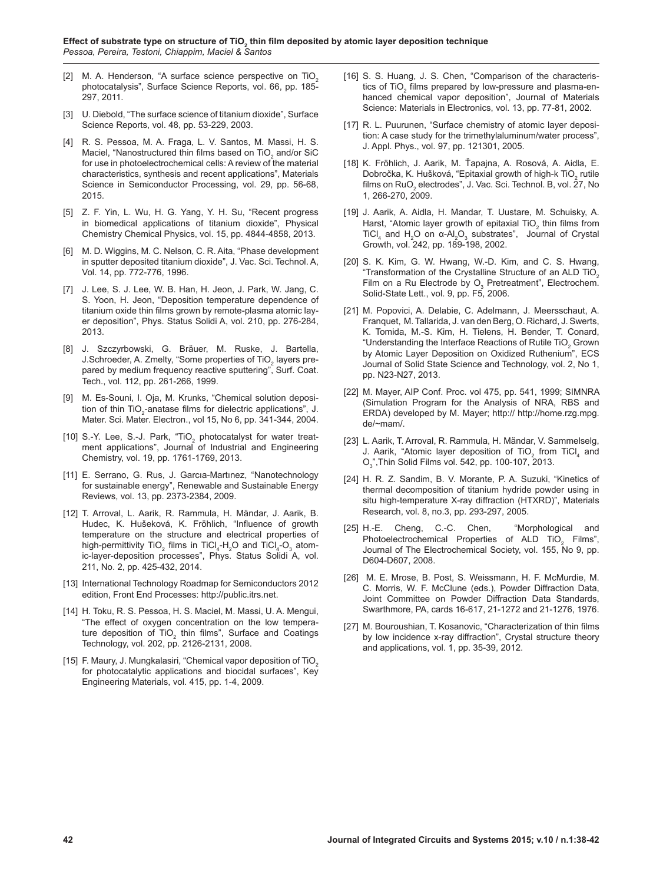[2] M. A. Henderson, "A surface science perspective on $TiO_2$ photocatalysis", Surface Science Reports, vol. 66, pp. 185-297, 2011.

[3] U. Diebold, "The surface science of titanium dioxide", Surface Science Reports, vol. 48, pp. 53-229, 2003.

[4] R. S. Pessoa, M. A. Fraga, L. V. Santos, M. Massi, H. S. Maciel, "Nanostructured thin films based on $TiO_2$ and/or SiC for use in photoelectrochemical cells: A review of the material characteristics, synthesis and recent applications", Materials Science in Semiconductor Processing, vol. 29, pp. 56-68, 2015.

[5] Z. F. Yin, L. Wu, H. G. Yang, Y. H. Su, "Recent progress in biomedical applications of titanium dioxide", Physical Chemistry Chemical Physics, vol. 15, pp. 4844-4858, 2013.

[6] M. D. Wiggins, M. C. Nelson, C. R. Aita, "Phase development in sputter deposited titanium dioxide", J. Vac. Sci. Technol. A, Vol. 14, pp. 772-776, 1996.

[7] J. Lee, S. J. Lee, W. B. Han, H. Jeon, J. Park, W. Jang, C. S. Yoon, H. Jeon, "Deposition temperature dependence of titanium oxide thin films grown by remote-plasma atomic layer deposition", Phys. Status Solidi A, vol. 210, pp. 276-284, 2013.

[8] J. Szczyrbowski, G. Bräuer, M. Ruske, J. Bartella, J.Schroeder, A. Zmelty, "Some properties of $TiO_2$ layers prepared by medium frequency reactive sputtering", Surf. Coat. Tech., vol. 112, pp. 261-266, 1999.

[9] M. Es-Souni, I. Oja, M. Krunks, "Chemical solution deposition of thin $TiO_2$-anatase films for dielectric applications", J. Mater. Sci. Mater. Electron., vol 15, No 6, pp. 341-344, 2004.

[10] S.-Y. Lee, S.-J. Park, "$TiO_2$ photocatalyst for water treatment applications", Journal of Industrial and Engineering Chemistry, vol. 19, pp. 1761-1769, 2013.

[11] E. Serrano, G. Rus, J. Garcıa-Martınez, "Nanotechnology for sustainable energy", Renewable and Sustainable Energy Reviews, vol. 13, pp. 2373-2384, 2009.

[12] T. Arroval, L. Aarik, R. Rammula, H. Mändar, J. Aarik, B. Hudec, K. Hušeková, K. Fröhlich, "Influence of growth temperature on the structure and electrical properties of high-permittivity $TiO_2$ films in $TiCl_4$-$H_2O$ and $TiCl_4$-$O_3$ atomic-layer-deposition processes", Phys. Status Solidi A, vol. 211, No. 2, pp. 425-432, 2014.

[13] International Technology Roadmap for Semiconductors 2012 edition, Front End Processes: http://public.itrs.net.

[14] H. Toku, R. S. Pessoa, H. S. Maciel, M. Massi, U. A. Mengui, "The effect of oxygen concentration on the low temperature deposition of $TiO_2$ thin films", Surface and Coatings Technology, vol. 202, pp. 2126-2131, 2008.

[15] F. Maury, J. Mungkalasiri, "Chemical vapor deposition of $TiO_2$ for photocatalytic applications and biocidal surfaces", Key Engineering Materials, vol. 415, pp. 1-4, 2009.

[16] S. S. Huang, J. S. Chen, "Comparison of the characteristics of $TiO_2$ films prepared by low-pressure and plasma-enhanced chemical vapor deposition", Journal of Materials Science: Materials in Electronics, vol. 13, pp. 77-81, 2002.

[17] R. L. Puurunen, "Surface chemistry of atomic layer deposition: A case study for the trimethylaluminum/water process", J. Appl. Phys., vol. 97, pp. 121301, 2005.

[18] K. Fröhlich, J. Aarik, M. Ťapajna, A. Rosová, A. Aidla, E. Dobročka, K. Hušková, "Epitaxial growth of high-k $TiO_2$ rutile films on $RuO_2$ electrodes", J. Vac. Sci. Technol. B, vol. 27, No 1, 266-270, 2009.

[19] J. Aarik, A. Aidla, H. Mandar, T. Uustare, M. Schuisky, A. Harst, "Atomic layer growth of epitaxial $TiO_2$ thin films from $TiCl_4$ and $H_2O$ on α-$Al_2O_3$ substrates", Journal of Crystal Growth, vol. 242, pp. 189-198, 2002.

[20] S. K. Kim, G. W. Hwang, W.-D. Kim, and C. S. Hwang, "Transformation of the Crystalline Structure of an ALD $TiO_2$ Film on a Ru Electrode by $O_3$ Pretreatment", Electrochem. Solid-State Lett., vol. 9, pp. F5, 2006.

[21] M. Popovici, A. Delabie, C. Adelmann, J. Meersschaut, A. Franquet, M. Tallarida, J. van den Berg, O. Richard, J. Swerts, K. Tomida, M.-S. Kim, H. Tielens, H. Bender, T. Conard, "Understanding the Interface Reactions of Rutile $TiO_2$ Grown by Atomic Layer Deposition on Oxidized Ruthenium", ECS Journal of Solid State Science and Technology, vol. 2, No 1, pp. N23-N27, 2013.

[22] M. Mayer, AIP Conf. Proc. vol 475, pp. 541, 1999; SIMNRA (Simulation Program for the Analysis of NRA, RBS and ERDA) developed by M. Mayer; http:// http://home.rzg.mpg.de/~mam/.

[23] L. Aarik, T. Arroval, R. Rammula, H. Mändar, V. Sammelselg, J. Aarik, "Atomic layer deposition of $TiO_2$ from $TiCl_4$ and $O_3$", Thin Solid Films vol. 542, pp. 100-107, 2013.

[24] H. R. Z. Sandim, B. V. Morante, P. A. Suzuki, "Kinetics of thermal decomposition of titanium hydride powder using in situ high-temperature X-ray diffraction (HTXRD)", Materials Research, vol. 8, no.3, pp. 293-297, 2005.

[25] H.-E. Cheng, C.-C. Chen, "Morphological and Photoelectrochemical Properties of ALD $TiO_2$ Films", Journal of The Electrochemical Society, vol. 155, No 9, pp. D604-D607, 2008.

[26] M. E. Mrose, B. Post, S. Weissmann, H. F. McMurdie, M. C. Morris, W. F. McClune (eds.), Powder Diffraction Data, Joint Committee on Powder Diffraction Data Standards, Swarthmore, PA, cards 16-617, 21-1272 and 21-1276, 1976.

[27] M. Bouroushian, T. Kosanovic, "Characterization of thin films by low incidence x-ray diffraction", Crystal structure theory and applications, vol. 1, pp. 35-39, 2012.